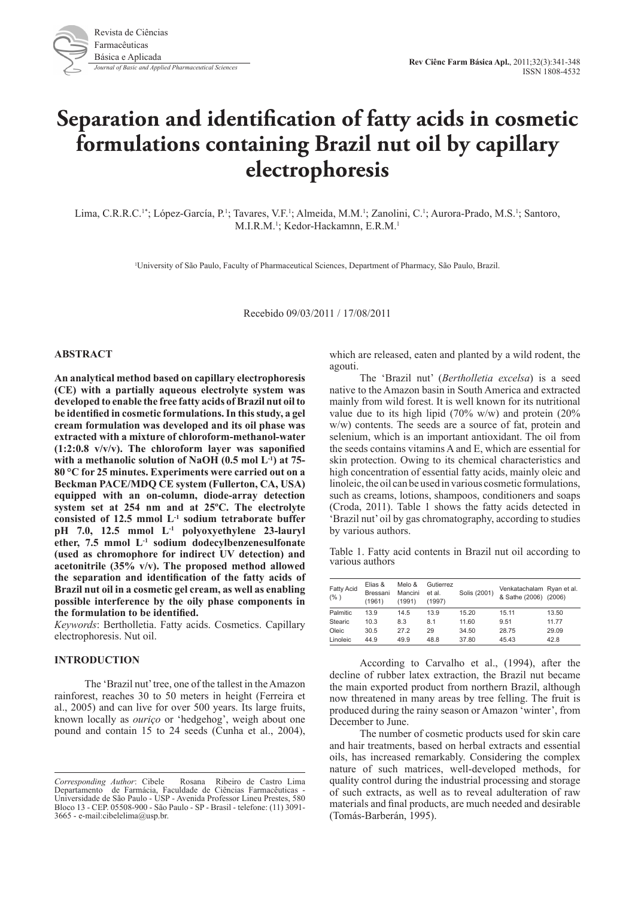# Separation and identification of fatty acids in cosmetic formulations containing Brazil nut oil by capillary electrophoresis

Lima, C.R.R.C.[1*]; López-García, P.[1]; Tavares, V.F.[1]; Almeida, M.M.[1]; Zanolini, C.[1]; Aurora-Prado, M.S.[1]; Santoro, M.I.R.M.[1]; Kedor-Hackamnn, E.R.M.[1]

[1]University of São Paulo, Faculty of Pharmaceutical Sciences, Department of Pharmacy, São Paulo, Brazil.

Recebido 09/03/2011 / 17/08/2011

## ABSTRACT

**An analytical method based on capillary electrophoresis (CE) with a partially aqueous electrolyte system was developed to enable the free fatty acids of Brazil nut oil to be identified in cosmetic formulations. In this study, a gel cream formulation was developed and its oil phase was extracted with a mixture of chloroform-methanol-water (1:2:0.8 v/v/v). The chloroform layer was saponified with a methanolic solution of NaOH (0.5 mol $L^{-1}$) at 75-80 °C for 25 minutes. Experiments were carried out on a Beckman PACE/MDQ CE system (Fullerton, CA, USA) equipped with an on-column, diode-array detection system set at 254 nm and at 25ºC. The electrolyte consisted of 12.5 mmol $L^{-1}$ sodium tetraborate buffer pH 7.0, 12.5 mmol $L^{-1}$ polyoxyethylene 23-lauryl ether, 7.5 mmol $L^{-1}$ sodium dodecylbenzenesulfonate (used as chromophore for indirect UV detection) and acetonitrile (35% v/v). The proposed method allowed the separation and identification of the fatty acids of Brazil nut oil in a cosmetic gel cream, as well as enabling possible interference by the oily phase components in the formulation to be identified.**

*Keywords*: Bertholletia. Fatty acids. Cosmetics. Capillary electrophoresis. Nut oil.

## INTRODUCTION

The 'Brazil nut' tree, one of the tallest in the Amazon rainforest, reaches 30 to 50 meters in height (Ferreira et al., 2005) and can live for over 500 years. Its large fruits, known locally as *ouriço* or 'hedgehog', weigh about one pound and contain 15 to 24 seeds (Cunha et al., 2004), which are released, eaten and planted by a wild rodent, the agouti.

The 'Brazil nut' (*Bertholletia excelsa*) is a seed native to the Amazon basin in South America and extracted mainly from wild forest. It is well known for its nutritional value due to its high lipid (70% w/w) and protein (20% w/w) contents. The seeds are a source of fat, protein and selenium, which is an important antioxidant. The oil from the seeds contains vitamins A and E, which are essential for skin protection. Owing to its chemical characteristics and high concentration of essential fatty acids, mainly oleic and linoleic, the oil can be used in various cosmetic formulations, such as creams, lotions, shampoos, conditioners and soaps (Croda, 2011). Table 1 shows the fatty acids detected in 'Brazil nut' oil by gas chromatography, according to studies by various authors.

Table 1. Fatty acid contents in Brazil nut oil according to various authors

| Fatty Acid (%) | Elias & Bressani (1961) | Melo & Mancini (1991) | Gutierrez et al. (1997) | Solis (2001) | Venkatachalam & Sathe (2006) | Ryan et al. (2006) |
|---|---|---|---|---|---|---|
| Palmitic | 13.9 | 14.5 | 13.9 | 15.20 | 15.11 | 13.50 |
| Stearic | 10.3 | 8.3 | 8.1 | 11.60 | 9.51 | 11.77 |
| Oleic | 30.5 | 27.2 | 29 | 34.50 | 28.75 | 29.09 |
| Linoleic | 44.9 | 49.9 | 48.8 | 37.80 | 45.43 | 42.8 |

According to Carvalho et al., (1994), after the decline of rubber latex extraction, the Brazil nut became the main exported product from northern Brazil, although now threatened in many areas by tree felling. The fruit is produced during the rainy season or Amazon 'winter', from December to June.

The number of cosmetic products used for skin care and hair treatments, based on herbal extracts and essential oils, has increased remarkably. Considering the complex nature of such matrices, well-developed methods, for quality control during the industrial processing and storage of such extracts, as well as to reveal adulteration of raw materials and final products, are much needed and desirable (Tomás-Barberán, 1995).

*Corresponding Author*: Cibele Rosana Ribeiro de Castro Lima Departamento de Farmácia, Faculdade de Ciências Farmacêuticas - Universidade de São Paulo - USP - Avenida Professor Lineu Prestes, 580 Bloco 13 - CEP. 05508-900 - São Paulo - SP - Brasil - telefone: (11) 3091-3665 - e-mail:cibelelima@usp.br.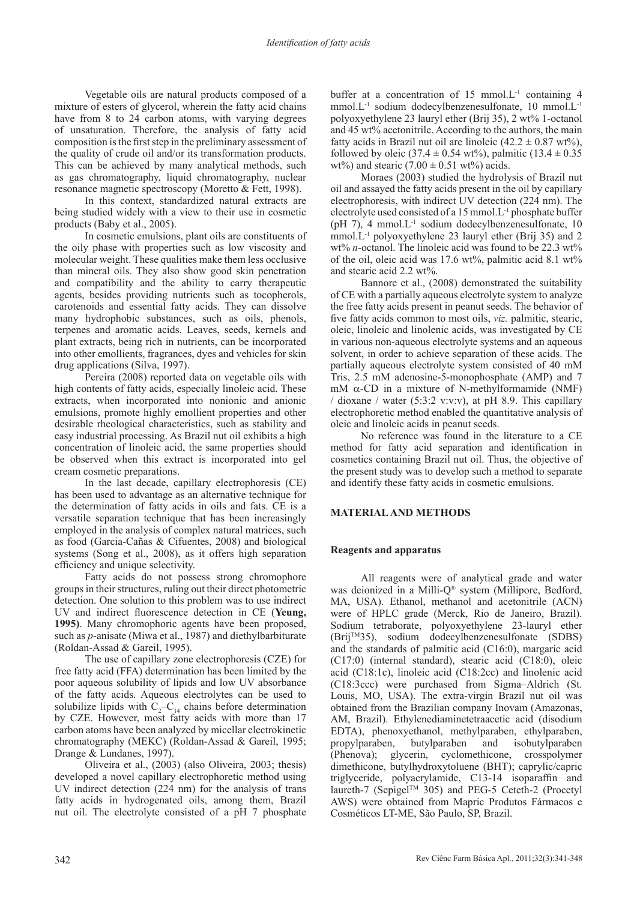Vegetable oils are natural products composed of a mixture of esters of glycerol, wherein the fatty acid chains have from 8 to 24 carbon atoms, with varying degrees of unsaturation. Therefore, the analysis of fatty acid composition is the first step in the preliminary assessment of the quality of crude oil and/or its transformation products. This can be achieved by many analytical methods, such as gas chromatography, liquid chromatography, nuclear resonance magnetic spectroscopy (Moretto & Fett, 1998).

In this context, standardized natural extracts are being studied widely with a view to their use in cosmetic products (Baby et al., 2005).

In cosmetic emulsions, plant oils are constituents of the oily phase with properties such as low viscosity and molecular weight. These qualities make them less occlusive than mineral oils. They also show good skin penetration and compatibility and the ability to carry therapeutic agents, besides providing nutrients such as tocopherols, carotenoids and essential fatty acids. They can dissolve many hydrophobic substances, such as oils, phenols, terpenes and aromatic acids. Leaves, seeds, kernels and plant extracts, being rich in nutrients, can be incorporated into other emollients, fragrances, dyes and vehicles for skin drug applications (Silva, 1997).

Pereira (2008) reported data on vegetable oils with high contents of fatty acids, especially linoleic acid. These extracts, when incorporated into nonionic and anionic emulsions, promote highly emollient properties and other desirable rheological characteristics, such as stability and easy industrial processing. As Brazil nut oil exhibits a high concentration of linoleic acid, the same properties should be observed when this extract is incorporated into gel cream cosmetic preparations.

In the last decade, capillary electrophoresis (CE) has been used to advantage as an alternative technique for the determination of fatty acids in oils and fats. CE is a versatile separation technique that has been increasingly employed in the analysis of complex natural matrices, such as food (Garcia-Cañas & Cifuentes, 2008) and biological systems (Song et al., 2008), as it offers high separation efficiency and unique selectivity.

Fatty acids do not possess strong chromophore groups in their structures, ruling out their direct photometric detection. One solution to this problem was to use indirect UV and indirect fluorescence detection in CE (**Yeung, 1995)**. Many chromophoric agents have been proposed, such as *p*-anisate (Miwa et al., 1987) and diethylbarbiturate (Roldan-Assad & Gareil, 1995).

The use of capillary zone electrophoresis (CZE) for free fatty acid (FFA) determination has been limited by the poor aqueous solubility of lipids and low UV absorbance of the fatty acids. Aqueous electrolytes can be used to solubilize lipids with $C_2$–$C_{14}$ chains before determination by CZE. However, most fatty acids with more than 17 carbon atoms have been analyzed by micellar electrokinetic chromatography (MEKC) (Roldan-Assad & Gareil, 1995; Drange & Lundanes, 1997).

Oliveira et al., (2003) (also Oliveira, 2003; thesis) developed a novel capillary electrophoretic method using UV indirect detection (224 nm) for the analysis of trans fatty acids in hydrogenated oils, among them, Brazil nut oil. The electrolyte consisted of a pH 7 phosphate buffer at a concentration of 15 mmol.L$^{-1}$ containing 4 mmol.L$^{-1}$ sodium dodecylbenzenesulfonate, 10 mmol.L$^{-1}$ polyoxyethylene 23 lauryl ether (Brij 35), 2 wt% 1-octanol and 45 wt% acetonitrile. According to the authors, the main fatty acids in Brazil nut oil are linoleic ($42.2 \pm 0.87$ wt%), followed by oleic ($37.4 \pm 0.54$ wt%), palmitic ($13.4 \pm 0.35$ wt%) and stearic ($7.00 \pm 0.51$ wt%) acids.

Moraes (2003) studied the hydrolysis of Brazil nut oil and assayed the fatty acids present in the oil by capillary electrophoresis, with indirect UV detection (224 nm). The electrolyte used consisted of a 15 mmol.L$^{-1}$ phosphate buffer (pH 7), 4 mmol.L$^{-1}$ sodium dodecylbenzenesulfonate, 10 mmol.L$^{-1}$ polyoxyethylene 23 lauryl ether (Brij 35) and 2 wt% *n*-octanol. The linoleic acid was found to be 22.3 wt% of the oil, oleic acid was 17.6 wt%, palmitic acid 8.1 wt% and stearic acid 2.2 wt%.

Bannore et al., (2008) demonstrated the suitability of CE with a partially aqueous electrolyte system to analyze the free fatty acids present in peanut seeds. The behavior of five fatty acids common to most oils, *viz.* palmitic, stearic, oleic, linoleic and linolenic acids, was investigated by CE in various non-aqueous electrolyte systems and an aqueous solvent, in order to achieve separation of these acids. The partially aqueous electrolyte system consisted of 40 mM Tris, 2.5 mM adenosine-5-monophosphate (AMP) and 7 mM $\alpha$-CD in a mixture of N-methylformamide (NMF) / dioxane / water (5:3:2 v:v:v), at pH 8.9. This capillary electrophoretic method enabled the quantitative analysis of oleic and linoleic acids in peanut seeds.

No reference was found in the literature to a CE method for fatty acid separation and identification in cosmetics containing Brazil nut oil. Thus, the objective of the present study was to develop such a method to separate and identify these fatty acids in cosmetic emulsions.

## MATERIAL AND METHODS

### Reagents and apparatus

All reagents were of analytical grade and water was deionized in a Milli-Q® system (Millipore, Bedford, MA, USA). Ethanol, methanol and acetonitrile (ACN) were of HPLC grade (Merck, Rio de Janeiro, Brazil). Sodium tetraborate, polyoxyethylene 23-lauryl ether (Brij™35), sodium dodecylbenzenesulfonate (SDBS) and the standards of palmitic acid (C16:0), margaric acid (C17:0) (internal standard), stearic acid (C18:0), oleic acid (C18:1c), linoleic acid (C18:2cc) and linolenic acid (C18:3ccc) were purchased from Sigma–Aldrich (St. Louis, MO, USA). The extra-virgin Brazil nut oil was obtained from the Brazilian company Inovam (Amazonas, AM, Brazil). Ethylenediaminetetraacetic acid (disodium EDTA), phenoxyethanol, methylparaben, ethylparaben, propylparaben, butylparaben and isobutylparaben (Phenova); glycerin, cyclomethicone, crosspolymer dimethicone, butylhydroxytoluene (BHT); caprylic/capric triglyceride, polyacrylamide, C13-14 isoparaffin and laureth-7 (Sepigel™ 305) and PEG-5 Ceteth-2 (Procetyl AWS) were obtained from Mapric Produtos Fármacos e Cosméticos LT-ME, São Paulo, SP, Brazil.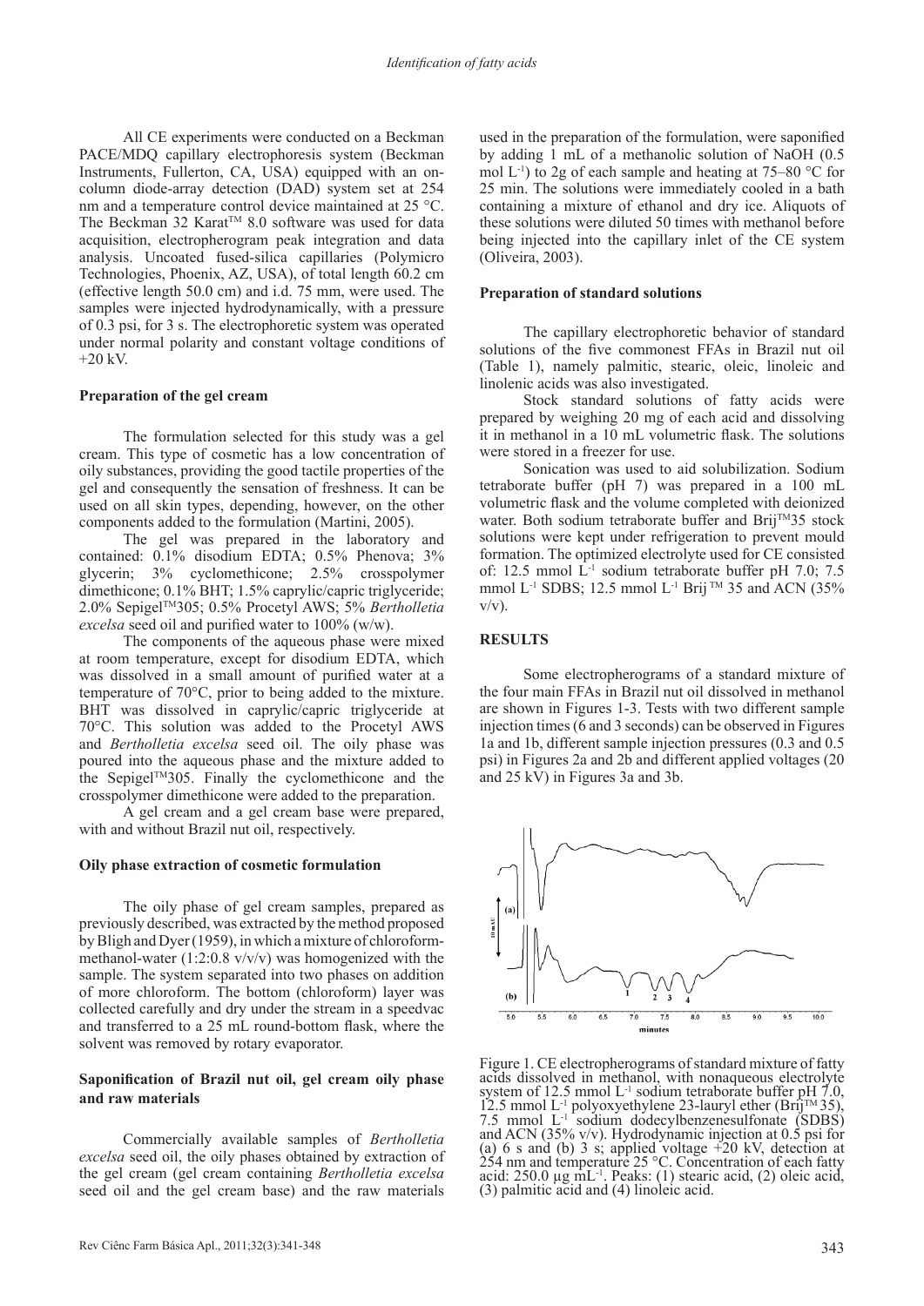All CE experiments were conducted on a Beckman PACE/MDQ capillary electrophoresis system (Beckman Instruments, Fullerton, CA, USA) equipped with an on-column diode-array detection (DAD) system set at 254 nm and a temperature control device maintained at 25 °C. The Beckman 32 Karat™ 8.0 software was used for data acquisition, electropherogram peak integration and data analysis. Uncoated fused-silica capillaries (Polymicro Technologies, Phoenix, AZ, USA), of total length 60.2 cm (effective length 50.0 cm) and i.d. 75 mm, were used. The samples were injected hydrodynamically, with a pressure of 0.3 psi, for 3 s. The electrophoretic system was operated under normal polarity and constant voltage conditions of +20 kV.

### Preparation of the gel cream

The formulation selected for this study was a gel cream. This type of cosmetic has a low concentration of oily substances, providing the good tactile properties of the gel and consequently the sensation of freshness. It can be used on all skin types, depending, however, on the other components added to the formulation (Martini, 2005).

The gel was prepared in the laboratory and contained: 0.1% disodium EDTA; 0.5% Phenova; 3% glycerin; 3% cyclomethicone; 2.5% crosspolymer dimethicone; 0.1% BHT; 1.5% caprylic/capric triglyceride; 2.0% Sepigel™305; 0.5% Procetyl AWS; 5% *Bertholletia excelsa* seed oil and purified water to 100% (w/w).

The components of the aqueous phase were mixed at room temperature, except for disodium EDTA, which was dissolved in a small amount of purified water at a temperature of 70°C, prior to being added to the mixture. BHT was dissolved in caprylic/capric triglyceride at 70°C. This solution was added to the Procetyl AWS and *Bertholletia excelsa* seed oil. The oily phase was poured into the aqueous phase and the mixture added to the Sepigel™305. Finally the cyclomethicone and the crosspolymer dimethicone were added to the preparation.

A gel cream and a gel cream base were prepared, with and without Brazil nut oil, respectively.

### Oily phase extraction of cosmetic formulation

The oily phase of gel cream samples, prepared as previously described, was extracted by the method proposed by Bligh and Dyer (1959), in which a mixture of chloroform-methanol-water (1:2:0.8 v/v/v) was homogenized with the sample. The system separated into two phases on addition of more chloroform. The bottom (chloroform) layer was collected carefully and dry under the stream in a speedvac and transferred to a 25 mL round-bottom flask, where the solvent was removed by rotary evaporator.

### Saponification of Brazil nut oil, gel cream oily phase and raw materials

Commercially available samples of *Bertholletia excelsa* seed oil, the oily phases obtained by extraction of the gel cream (gel cream containing *Bertholletia excelsa* seed oil and the gel cream base) and the raw materials used in the preparation of the formulation, were saponified by adding 1 mL of a methanolic solution of NaOH (0.5 mol $L^{-1}$) to 2g of each sample and heating at 75–80 °C for 25 min. The solutions were immediately cooled in a bath containing a mixture of ethanol and dry ice. Aliquots of these solutions were diluted 50 times with methanol before being injected into the capillary inlet of the CE system (Oliveira, 2003).

### Preparation of standard solutions

The capillary electrophoretic behavior of standard solutions of the five commonest FFAs in Brazil nut oil (Table 1), namely palmitic, stearic, oleic, linoleic and linolenic acids was also investigated.

Stock standard solutions of fatty acids were prepared by weighing 20 mg of each acid and dissolving it in methanol in a 10 mL volumetric flask. The solutions were stored in a freezer for use.

Sonication was used to aid solubilization. Sodium tetraborate buffer (pH 7) was prepared in a 100 mL volumetric flask and the volume completed with deionized water. Both sodium tetraborate buffer and Brij™35 stock solutions were kept under refrigeration to prevent mould formation. The optimized electrolyte used for CE consisted of: 12.5 mmol $L^{-1}$ sodium tetraborate buffer pH 7.0; 7.5 mmol $L^{-1}$ SDBS; 12.5 mmol $L^{-1}$ Brij™ 35 and ACN (35% v/v).

## RESULTS

Some electropherograms of a standard mixture of the four main FFAs in Brazil nut oil dissolved in methanol are shown in Figures 1-3. Tests with two different sample injection times (6 and 3 seconds) can be observed in Figures 1a and 1b, different sample injection pressures (0.3 and 0.5 psi) in Figures 2a and 2b and different applied voltages (20 and 25 kV) in Figures 3a and 3b.

Figure 1. CE electropherograms of standard mixture of fatty acids dissolved in methanol, with nonaqueous electrolyte system of 12.5 mmol $L^{-1}$ sodium tetraborate buffer pH 7.0, 12.5 mmol $L^{-1}$ polyoxyethylene 23-lauryl ether (Brij™ 35), 7.5 mmol $L^{-1}$ sodium dodecylbenzenesulfonate (SDBS) and ACN (35% v/v). Hydrodynamic injection at 0.5 psi for (a) 6 s and (b) 3 s; applied voltage +20 kV, detection at 254 nm and temperature 25 °C. Concentration of each fatty acid: 250.0 µg $mL^{-1}$. Peaks: (1) stearic acid, (2) oleic acid, (3) palmitic acid and (4) linoleic acid.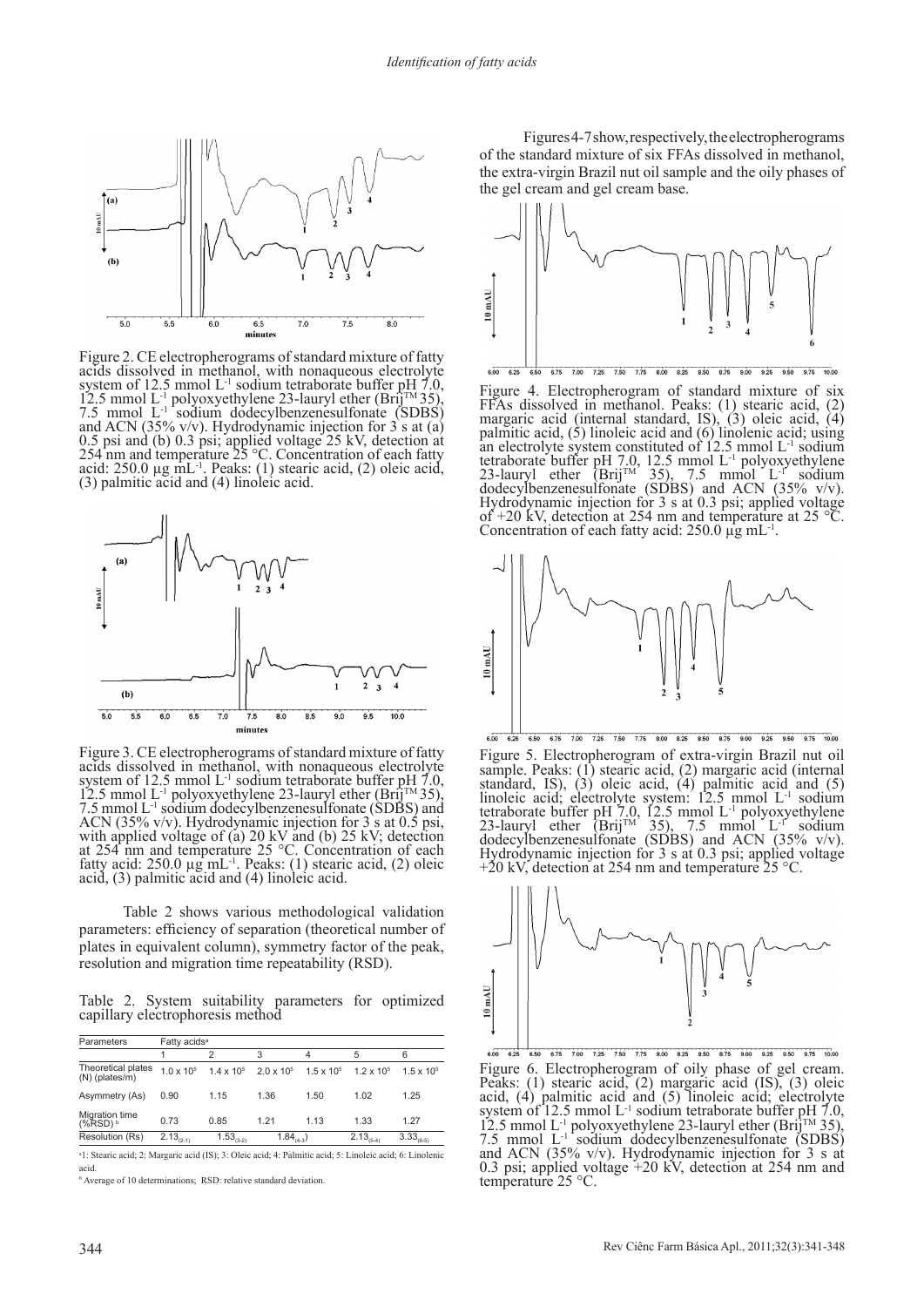Figure 2. CE electropherograms of standard mixture of fatty acids dissolved in methanol, with nonaqueous electrolyte system of 12.5 mmol $L^{-1}$ sodium tetraborate buffer pH 7.0, 12.5 mmol $L^{-1}$ polyoxyethylene 23-lauryl ether (Brij™ 35), 7.5 mmol $L^{-1}$ sodium dodecylbenzenesulfonate (SDBS) and ACN (35% v/v). Hydrodynamic injection for 3 s at (a) 0.5 psi and (b) 0.3 psi; applied voltage 25 kV, detection at 254 nm and temperature 25 °C. Concentration of each fatty acid: 250.0 µg $mL^{-1}$. Peaks: (1) stearic acid, (2) oleic acid, (3) palmitic acid and (4) linoleic acid.

Figure 3. CE electropherograms of standard mixture of fatty acids dissolved in methanol, with nonaqueous electrolyte system of 12.5 mmol $L^{-1}$ sodium tetraborate buffer pH 7.0, 12.5 mmol $L^{-1}$ polyoxyethylene 23-lauryl ether (Brij™ 35), 7.5 mmol $L^{-1}$ sodium dodecylbenzenesulfonate (SDBS) and ACN (35% v/v). Hydrodynamic injection for 3 s at 0.5 psi, with applied voltage of (a) 20 kV and (b) 25 kV; detection at 254 nm and temperature 25 °C. Concentration of each fatty acid: 250.0 µg $mL^{-1}$. Peaks: (1) stearic acid, (2) oleic acid, (3) palmitic acid and (4) linoleic acid.

Table 2 shows various methodological validation parameters: efficiency of separation (theoretical number of plates in equivalent column), symmetry factor of the peak, resolution and migration time repeatability (RSD).

Table 2. System suitability parameters for optimized capillary electrophoresis method

| Parameters | Fatty acids[a] | | | | | |
|---|---|---|---|---|---|---|
| | 1 | 2 | 3 | 4 | 5 | 6 |
| Theoretical plates (N) (plates/m) | $1.0 \times 10^5$ | $1.4 \times 10^5$ | $2.0 \times 10^5$ | $1.5 \times 10^5$ | $1.2 \times 10^5$ | $1.5 \times 10^5$ |
| Asymmetry (As) | 0.90 | 1.15 | 1.36 | 1.50 | 1.02 | 1.25 |
| Migration time (%RSD)[b] | 0.73 | 0.85 | 1.21 | 1.13 | 1.33 | 1.27 |
| Resolution (Rs) | $2.13_{(2\text{-}1)}$ | $1.53_{(3\text{-}2)}$ | $1.84_{(4\text{-}3)}$ | | $2.13_{(5\text{-}4)}$ | $3.33_{(6\text{-}5)}$ |

[a]1: Stearic acid; 2: Margaric acid (IS); 3: Oleic acid; 4: Palmitic acid; 5: Linoleic acid; 6: Linolenic acid.
[b] Average of 10 determinations; RSD: relative standard deviation.

Figures 4-7 show, respectively, the electropherograms of the standard mixture of six FFAs dissolved in methanol, the extra-virgin Brazil nut oil sample and the oily phases of the gel cream and gel cream base.

Figure 4. Electropherogram of standard mixture of six FFAs dissolved in methanol. Peaks: (1) stearic acid, (2) margaric acid (internal standard, IS), (3) oleic acid, (4) palmitic acid, (5) linoleic acid and (6) linolenic acid; using an electrolyte system constituted of 12.5 mmol $L^{-1}$ sodium tetraborate buffer pH 7.0, 12.5 mmol $L^{-1}$ polyoxyethylene 23-lauryl ether (Brij™ 35), 7.5 mmol $L^{-1}$ sodium dodecylbenzenesulfonate (SDBS) and ACN (35% v/v). Hydrodynamic injection for 3 s at 0.3 psi; applied voltage of +20 kV, detection at 254 nm and temperature at 25 °C. Concentration of each fatty acid: 250.0 µg $mL^{-1}$.

Figure 5. Electropherogram of extra-virgin Brazil nut oil sample. Peaks: (1) stearic acid, (2) margaric acid (internal standard, IS), (3) oleic acid, (4) palmitic acid and (5) linoleic acid; electrolyte system: 12.5 mmol $L^{-1}$ sodium tetraborate buffer pH 7.0, 12.5 mmol $L^{-1}$ polyoxyethylene 23-lauryl ether (Brij™ 35), 7.5 mmol $L^{-1}$ sodium dodecylbenzenesulfonate (SDBS) and ACN (35% v/v). Hydrodynamic injection for 3 s at 0.3 psi; applied voltage +20 kV, detection at 254 nm and temperature 25 °C.

Figure 6. Electropherogram of oily phase of gel cream. Peaks: (1) stearic acid, (2) margaric acid (IS), (3) oleic acid, (4) palmitic acid and (5) linoleic acid; electrolyte system of 12.5 mmol $L^{-1}$ sodium tetraborate buffer pH 7.0, 12.5 mmol $L^{-1}$ polyoxyethylene 23-lauryl ether (Brij™ 35), 7.5 mmol $L^{-1}$ sodium dodecylbenzenesulfonate (SDBS) and ACN (35% v/v). Hydrodynamic injection for 3 s at 0.3 psi; applied voltage +20 kV, detection at 254 nm and temperature 25 °C.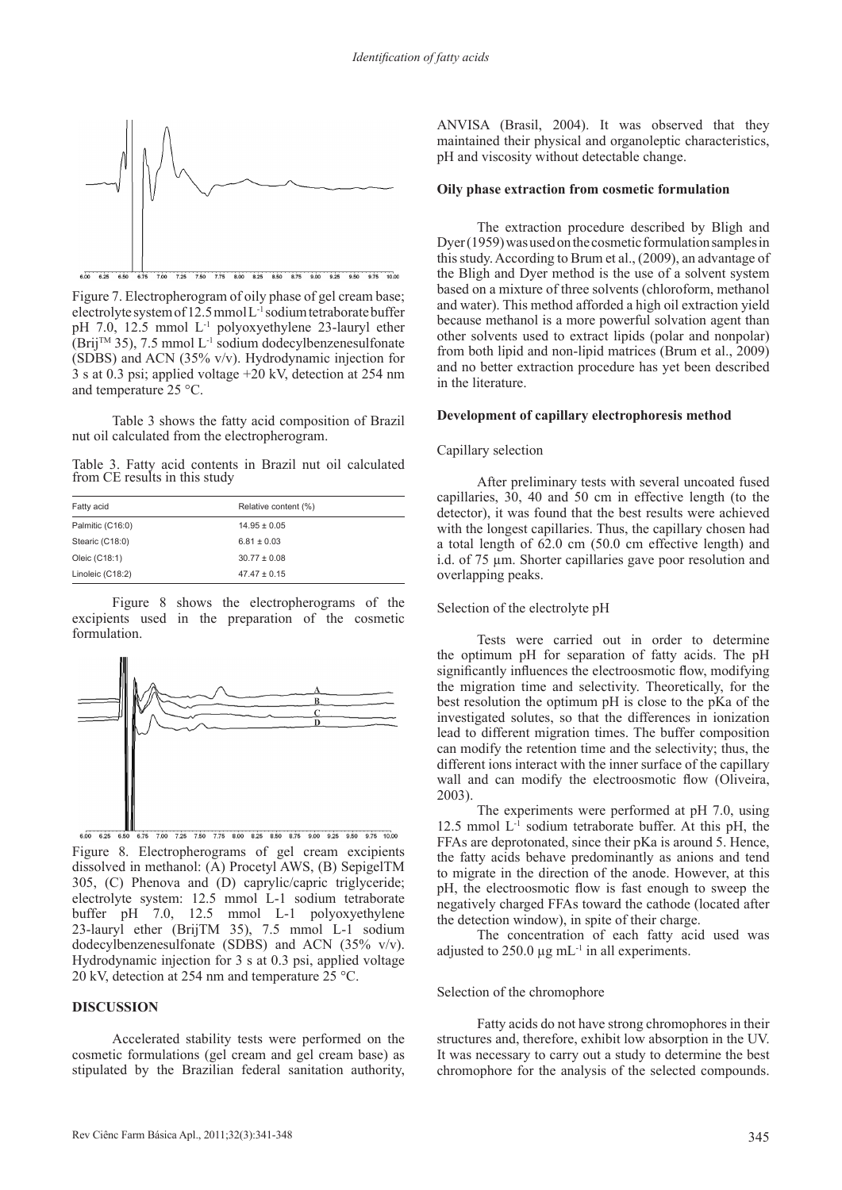Figure 7. Electropherogram of oily phase of gel cream base; electrolyte system of 12.5 mmol $L^{-1}$ sodium tetraborate buffer pH 7.0, 12.5 mmol $L^{-1}$ polyoxyethylene 23-lauryl ether (Brij™ 35), 7.5 mmol $L^{-1}$ sodium dodecylbenzenesulfonate (SDBS) and ACN (35% v/v). Hydrodynamic injection for 3 s at 0.3 psi; applied voltage +20 kV, detection at 254 nm and temperature 25 °C.

Table 3 shows the fatty acid composition of Brazil nut oil calculated from the electropherogram.

Table 3. Fatty acid contents in Brazil nut oil calculated from CE results in this study

| Fatty acid | Relative content (%) |
|---|---|
| Palmitic (C16:0) | 14.95 ± 0.05 |
| Stearic (C18:0) | 6.81 ± 0.03 |
| Oleic (C18:1) | 30.77 ± 0.08 |
| Linoleic (C18:2) | 47.47 ± 0.15 |

Figure 8 shows the electropherograms of the excipients used in the preparation of the cosmetic formulation.

Figure 8. Electropherograms of gel cream excipients dissolved in methanol: (A) Procetyl AWS, (B) SepigelTM 305, (C) Phenova and (D) caprylic/capric triglyceride; electrolyte system: 12.5 mmol L-1 sodium tetraborate buffer pH 7.0, 12.5 mmol L-1 polyoxyethylene 23-lauryl ether (BrijTM 35), 7.5 mmol L-1 sodium dodecylbenzenesulfonate (SDBS) and ACN (35% v/v). Hydrodynamic injection for 3 s at 0.3 psi, applied voltage 20 kV, detection at 254 nm and temperature 25 °C.

## DISCUSSION

Accelerated stability tests were performed on the cosmetic formulations (gel cream and gel cream base) as stipulated by the Brazilian federal sanitation authority, ANVISA (Brasil, 2004). It was observed that they maintained their physical and organoleptic characteristics, pH and viscosity without detectable change.

### Oily phase extraction from cosmetic formulation

The extraction procedure described by Bligh and Dyer (1959) was used on the cosmetic formulation samples in this study. According to Brum et al., (2009), an advantage of the Bligh and Dyer method is the use of a solvent system based on a mixture of three solvents (chloroform, methanol and water). This method afforded a high oil extraction yield because methanol is a more powerful solvation agent than other solvents used to extract lipids (polar and nonpolar) from both lipid and non-lipid matrices (Brum et al., 2009) and no better extraction procedure has yet been described in the literature.

### Development of capillary electrophoresis method

#### Capillary selection

After preliminary tests with several uncoated fused capillaries, 30, 40 and 50 cm in effective length (to the detector), it was found that the best results were achieved with the longest capillaries. Thus, the capillary chosen had a total length of 62.0 cm (50.0 cm effective length) and i.d. of 75 µm. Shorter capillaries gave poor resolution and overlapping peaks.

#### Selection of the electrolyte pH

Tests were carried out in order to determine the optimum pH for separation of fatty acids. The pH significantly influences the electroosmotic flow, modifying the migration time and selectivity. Theoretically, for the best resolution the optimum pH is close to the pKa of the investigated solutes, so that the differences in ionization lead to different migration times. The buffer composition can modify the retention time and the selectivity; thus, the different ions interact with the inner surface of the capillary wall and can modify the electroosmotic flow (Oliveira, 2003).

The experiments were performed at pH 7.0, using 12.5 mmol $L^{-1}$ sodium tetraborate buffer. At this pH, the FFAs are deprotonated, since their pKa is around 5. Hence, the fatty acids behave predominantly as anions and tend to migrate in the direction of the anode. However, at this pH, the electroosmotic flow is fast enough to sweep the negatively charged FFAs toward the cathode (located after the detection window), in spite of their charge.

The concentration of each fatty acid used was adjusted to 250.0 µg $mL^{-1}$ in all experiments.

#### Selection of the chromophore

Fatty acids do not have strong chromophores in their structures and, therefore, exhibit low absorption in the UV. It was necessary to carry out a study to determine the best chromophore for the analysis of the selected compounds.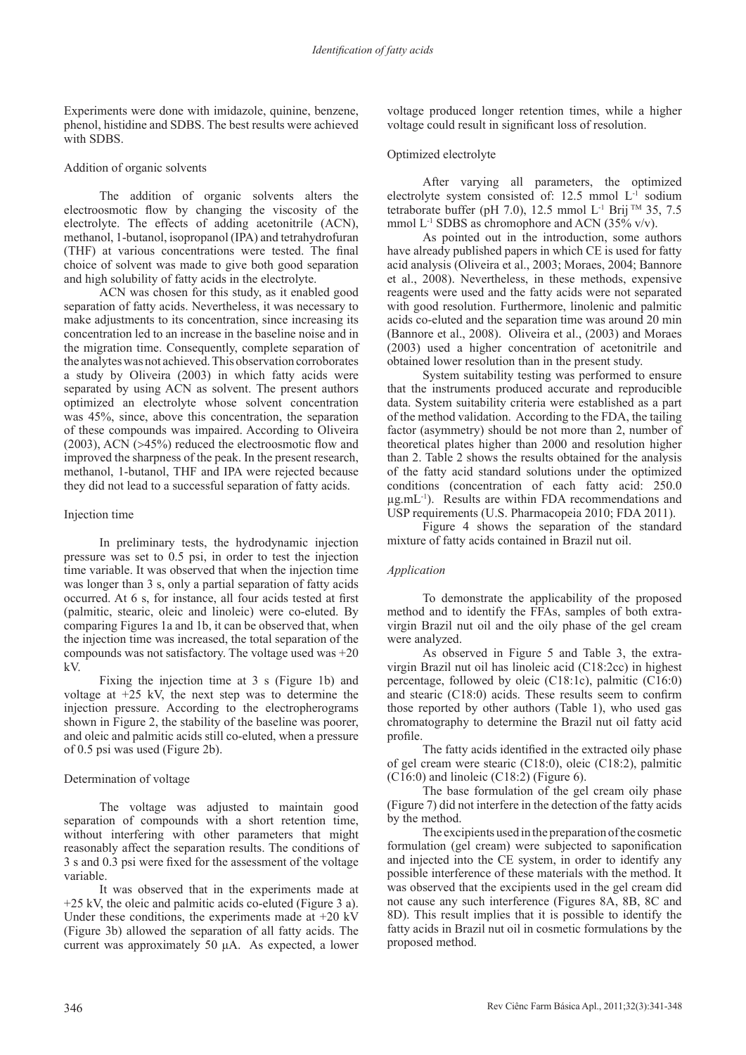Experiments were done with imidazole, quinine, benzene, phenol, histidine and SDBS. The best results were achieved with SDBS.

### Addition of organic solvents

The addition of organic solvents alters the electroosmotic flow by changing the viscosity of the electrolyte. The effects of adding acetonitrile (ACN), methanol, 1-butanol, isopropanol (IPA) and tetrahydrofuran (THF) at various concentrations were tested. The final choice of solvent was made to give both good separation and high solubility of fatty acids in the electrolyte.

ACN was chosen for this study, as it enabled good separation of fatty acids. Nevertheless, it was necessary to make adjustments to its concentration, since increasing its concentration led to an increase in the baseline noise and in the migration time. Consequently, complete separation of the analytes was not achieved. This observation corroborates a study by Oliveira (2003) in which fatty acids were separated by using ACN as solvent. The present authors optimized an electrolyte whose solvent concentration was 45%, since, above this concentration, the separation of these compounds was impaired. According to Oliveira (2003), ACN (>45%) reduced the electroosmotic flow and improved the sharpness of the peak. In the present research, methanol, 1-butanol, THF and IPA were rejected because they did not lead to a successful separation of fatty acids.

### Injection time

In preliminary tests, the hydrodynamic injection pressure was set to 0.5 psi, in order to test the injection time variable. It was observed that when the injection time was longer than 3 s, only a partial separation of fatty acids occurred. At 6 s, for instance, all four acids tested at first (palmitic, stearic, oleic and linoleic) were co-eluted. By comparing Figures 1a and 1b, it can be observed that, when the injection time was increased, the total separation of the compounds was not satisfactory. The voltage used was +20 kV.

Fixing the injection time at 3 s (Figure 1b) and voltage at +25 kV, the next step was to determine the injection pressure. According to the electropherograms shown in Figure 2, the stability of the baseline was poorer, and oleic and palmitic acids still co-eluted, when a pressure of 0.5 psi was used (Figure 2b).

### Determination of voltage

The voltage was adjusted to maintain good separation of compounds with a short retention time, without interfering with other parameters that might reasonably affect the separation results. The conditions of 3 s and 0.3 psi were fixed for the assessment of the voltage variable.

It was observed that in the experiments made at +25 kV, the oleic and palmitic acids co-eluted (Figure 3 a). Under these conditions, the experiments made at +20 kV (Figure 3b) allowed the separation of all fatty acids. The current was approximately 50 μA. As expected, a lower voltage produced longer retention times, while a higher voltage could result in significant loss of resolution.

### Optimized electrolyte

After varying all parameters, the optimized electrolyte system consisted of: 12.5 mmol $L^{-1}$ sodium tetraborate buffer (pH 7.0), 12.5 mmol $L^{-1}$ Brij ™ 35, 7.5 mmol $L^{-1}$ SDBS as chromophore and ACN (35% v/v).

As pointed out in the introduction, some authors have already published papers in which CE is used for fatty acid analysis (Oliveira et al., 2003; Moraes, 2004; Bannore et al., 2008). Nevertheless, in these methods, expensive reagents were used and the fatty acids were not separated with good resolution. Furthermore, linolenic and palmitic acids co-eluted and the separation time was around 20 min (Bannore et al., 2008). Oliveira et al., (2003) and Moraes (2003) used a higher concentration of acetonitrile and obtained lower resolution than in the present study.

System suitability testing was performed to ensure that the instruments produced accurate and reproducible data. System suitability criteria were established as a part of the method validation. According to the FDA, the tailing factor (asymmetry) should be not more than 2, number of theoretical plates higher than 2000 and resolution higher than 2. Table 2 shows the results obtained for the analysis of the fatty acid standard solutions under the optimized conditions (concentration of each fatty acid: 250.0 $\mu g.mL^{-1}$). Results are within FDA recommendations and USP requirements (U.S. Pharmacopeia 2010; FDA 2011).

Figure 4 shows the separation of the standard mixture of fatty acids contained in Brazil nut oil.

### *Application*

To demonstrate the applicability of the proposed method and to identify the FFAs, samples of both extra-virgin Brazil nut oil and the oily phase of the gel cream were analyzed.

As observed in Figure 5 and Table 3, the extra-virgin Brazil nut oil has linoleic acid (C18:2cc) in highest percentage, followed by oleic (C18:1c), palmitic (C16:0) and stearic (C18:0) acids. These results seem to confirm those reported by other authors (Table 1), who used gas chromatography to determine the Brazil nut oil fatty acid profile.

The fatty acids identified in the extracted oily phase of gel cream were stearic (C18:0), oleic (C18:2), palmitic (C16:0) and linoleic (C18:2) (Figure 6).

The base formulation of the gel cream oily phase (Figure 7) did not interfere in the detection of the fatty acids by the method.

The excipients used in the preparation of the cosmetic formulation (gel cream) were subjected to saponification and injected into the CE system, in order to identify any possible interference of these materials with the method. It was observed that the excipients used in the gel cream did not cause any such interference (Figures 8A, 8B, 8C and 8D). This result implies that it is possible to identify the fatty acids in Brazil nut oil in cosmetic formulations by the proposed method.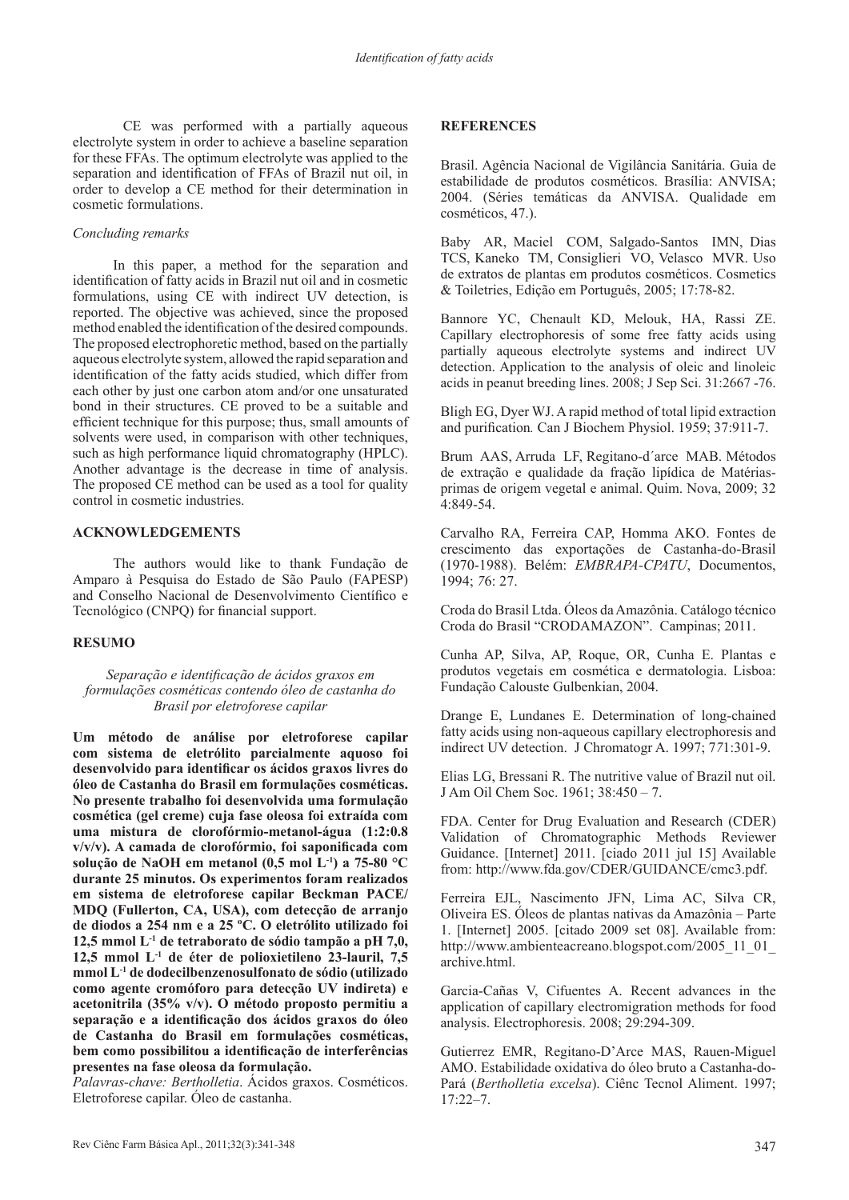CE was performed with a partially aqueous electrolyte system in order to achieve a baseline separation for these FFAs. The optimum electrolyte was applied to the separation and identification of FFAs of Brazil nut oil, in order to develop a CE method for their determination in cosmetic formulations.

*Concluding remarks*

In this paper, a method for the separation and identification of fatty acids in Brazil nut oil and in cosmetic formulations, using CE with indirect UV detection, is reported. The objective was achieved, since the proposed method enabled the identification of the desired compounds. The proposed electrophoretic method, based on the partially aqueous electrolyte system, allowed the rapid separation and identification of the fatty acids studied, which differ from each other by just one carbon atom and/or one unsaturated bond in their structures. CE proved to be a suitable and efficient technique for this purpose; thus, small amounts of solvents were used, in comparison with other techniques, such as high performance liquid chromatography (HPLC). Another advantage is the decrease in time of analysis. The proposed CE method can be used as a tool for quality control in cosmetic industries.

## ACKNOWLEDGEMENTS

The authors would like to thank Fundação de Amparo à Pesquisa do Estado de São Paulo (FAPESP) and Conselho Nacional de Desenvolvimento Científico e Tecnológico (CNPQ) for financial support.

## RESUMO

*Separação e identificação de ácidos graxos em formulações cosméticas contendo óleo de castanha do Brasil por eletroforese capilar*

**Um método de análise por eletroforese capilar com sistema de eletrólito parcialmente aquoso foi desenvolvido para identificar os ácidos graxos livres do óleo de Castanha do Brasil em formulações cosméticas. No presente trabalho foi desenvolvida uma formulação cosmética (gel creme) cuja fase oleosa foi extraída com uma mistura de clorofórmio-metanol-água (1:2:0.8 v/v/v). A camada de clorofórmio, foi saponificada com solução de NaOH em metanol (0,5 mol $L^{-1}$) a 75-80 °C durante 25 minutos. Os experimentos foram realizados em sistema de eletroforese capilar Beckman PACE/MDQ (Fullerton, CA, USA), com detecção de arranjo de diodos a 254 nm e a 25 ºC. O eletrólito utilizado foi 12,5 mmol $L^{-1}$ de tetraborato de sódio tampão a pH 7,0, 12,5 mmol $L^{-1}$ de éter de polioxietileno 23-lauril, 7,5 mmol $L^{-1}$ de dodecilbenzenosulfonato de sódio (utilizado como agente cromóforo para detecção UV indireta) e acetonitrila (35% v/v). O método proposto permitiu a separação e a identificação dos ácidos graxos do óleo de Castanha do Brasil em formulações cosméticas, bem como possibilitou a identificação de interferências presentes na fase oleosa da formulação.**

*Palavras-chave: Bertholletia*. Ácidos graxos. Cosméticos. Eletroforese capilar. Óleo de castanha.

## REFERENCES

Brasil. Agência Nacional de Vigilância Sanitária. Guia de estabilidade de produtos cosméticos. Brasília: ANVISA; 2004. (Séries temáticas da ANVISA. Qualidade em cosméticos, 47.).

Baby AR, Maciel COM, Salgado-Santos IMN, Dias TCS, Kaneko TM, Consiglieri VO, Velasco MVR. Uso de extratos de plantas em produtos cosméticos. Cosmetics & Toiletries, Edição em Português, 2005; 17:78-82.

Bannore YC, Chenault KD, Melouk, HA, Rassi ZE. Capillary electrophoresis of some free fatty acids using partially aqueous electrolyte systems and indirect UV detection. Application to the analysis of oleic and linoleic acids in peanut breeding lines. 2008; J Sep Sci. 31:2667 -76.

Bligh EG, Dyer WJ. A rapid method of total lipid extraction and purification*.* Can J Biochem Physiol. 1959; 37:911-7.

Brum AAS, Arruda LF, Regitano-d´arce MAB. Métodos de extração e qualidade da fração lipídica de Matérias-primas de origem vegetal e animal. Quim. Nova, 2009; 32 4:849-54.

Carvalho RA, Ferreira CAP, Homma AKO. Fontes de crescimento das exportações de Castanha-do-Brasil (1970-1988). Belém: *EMBRAPA-CPATU*, Documentos, 1994; *7*6: 27.

Croda do Brasil Ltda. Óleos da Amazônia. Catálogo técnico Croda do Brasil "CRODAMAZON". Campinas; 2011.

Cunha AP, Silva, AP, Roque, OR, Cunha E. Plantas e produtos vegetais em cosmética e dermatologia. Lisboa: Fundação Calouste Gulbenkian, 2004.

Drange E, Lundanes E. Determination of long-chained fatty acids using non-aqueous capillary electrophoresis and indirect UV detection. J Chromatogr A. 1997; 771:301-9.

Elias LG, Bressani R. The nutritive value of Brazil nut oil. J Am Oil Chem Soc. 1961; 38:450 – 7.

FDA. Center for Drug Evaluation and Research (CDER) Validation of Chromatographic Methods Reviewer Guidance. [Internet] 2011. [ciado 2011 jul 15] Available from: http://www.fda.gov/CDER/GUIDANCE/cmc3.pdf.

Ferreira EJL, Nascimento JFN, Lima AC, Silva CR, Oliveira ES. Óleos de plantas nativas da Amazônia – Parte 1. [Internet] 2005. [citado 2009 set 08]. Available from: http://www.ambienteacreano.blogspot.com/2005_11_01_archive.html.

Garcia-Cañas V, Cifuentes A. Recent advances in the application of capillary electromigration methods for food analysis. Electrophoresis. 2008; 29:294-309.

Gutierrez EMR, Regitano-D'Arce MAS, Rauen-Miguel AMO. Estabilidade oxidativa do óleo bruto a Castanha-do-Pará (*Bertholletia excelsa*). Ciênc Tecnol Aliment. 1997; 17:22–7.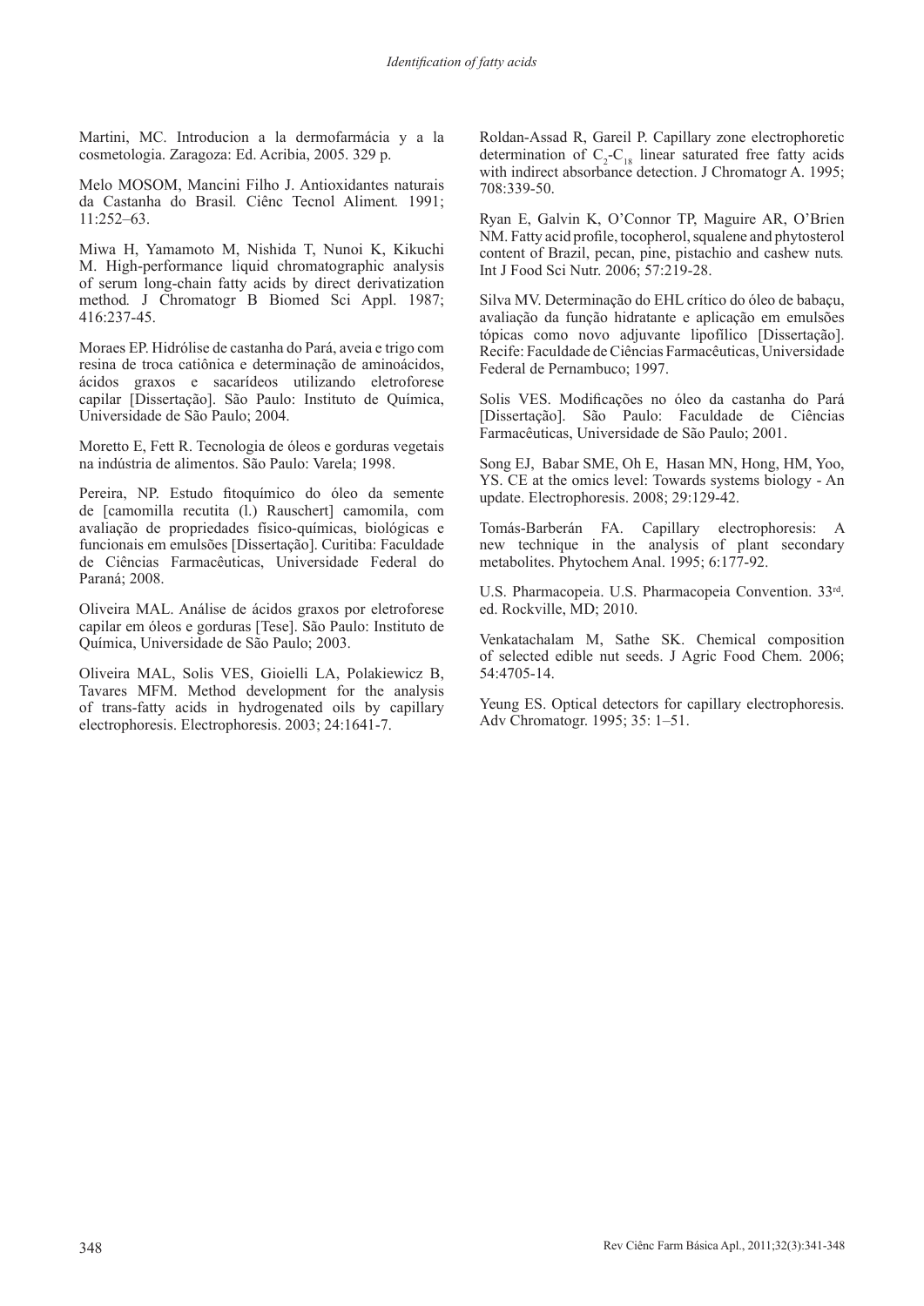Martini, MC. Introducion a la dermofarmácia y a la cosmetologia. Zaragoza: Ed. Acribia, 2005. 329 p.

Melo MOSOM, Mancini Filho J. Antioxidantes naturais da Castanha do Brasil. Ciênc Tecnol Aliment. 1991; 11:252–63.

Miwa H, Yamamoto M, Nishida T, Nunoi K, Kikuchi M. High-performance liquid chromatographic analysis of serum long-chain fatty acids by direct derivatization method. J Chromatogr B Biomed Sci Appl. 1987; 416:237-45.

Moraes EP. Hidrólise de castanha do Pará, aveia e trigo com resina de troca catiônica e determinação de aminoácidos, ácidos graxos e sacarídeos utilizando eletroforese capilar [Dissertação]. São Paulo: Instituto de Química, Universidade de São Paulo; 2004.

Moretto E, Fett R. Tecnologia de óleos e gorduras vegetais na indústria de alimentos. São Paulo: Varela; 1998.

Pereira, NP. Estudo fitoquímico do óleo da semente de [camomilla recutita (l.) Rauschert] camomila, com avaliação de propriedades físico-químicas, biológicas e funcionais em emulsões [Dissertação]. Curitiba: Faculdade de Ciências Farmacêuticas, Universidade Federal do Paraná; 2008.

Oliveira MAL. Análise de ácidos graxos por eletroforese capilar em óleos e gorduras [Tese]. São Paulo: Instituto de Química, Universidade de São Paulo; 2003.

Oliveira MAL, Solis VES, Gioielli LA, Polakiewicz B, Tavares MFM. Method development for the analysis of trans-fatty acids in hydrogenated oils by capillary electrophoresis. Electrophoresis. 2003; 24:1641-7.

Roldan-Assad R, Gareil P. Capillary zone electrophoretic determination of $C_2$-$C_{18}$ linear saturated free fatty acids with indirect absorbance detection. J Chromatogr A. 1995; 708:339-50.

Ryan E, Galvin K, O'Connor TP, Maguire AR, O'Brien NM. Fatty acid profile, tocopherol, squalene and phytosterol content of Brazil, pecan, pine, pistachio and cashew nuts. Int J Food Sci Nutr. 2006; 57:219-28.

Silva MV. Determinação do EHL crítico do óleo de babaçu, avaliação da função hidratante e aplicação em emulsões tópicas como novo adjuvante lipofílico [Dissertação]. Recife: Faculdade de Ciências Farmacêuticas, Universidade Federal de Pernambuco; 1997.

Solis VES. Modificações no óleo da castanha do Pará [Dissertação]. São Paulo: Faculdade de Ciências Farmacêuticas, Universidade de São Paulo; 2001.

Song EJ, Babar SME, Oh E, Hasan MN, Hong, HM, Yoo, YS. CE at the omics level: Towards systems biology - An update. Electrophoresis. 2008; 29:129-42.

Tomás-Barberán FA. Capillary electrophoresis: A new technique in the analysis of plant secondary metabolites. Phytochem Anal. 1995; 6:177-92.

U.S. Pharmacopeia. U.S. Pharmacopeia Convention. 33rd. ed. Rockville, MD; 2010.

Venkatachalam M, Sathe SK. Chemical composition of selected edible nut seeds. J Agric Food Chem. 2006; 54:4705-14.

Yeung ES. Optical detectors for capillary electrophoresis. Adv Chromatogr. 1995; 35: 1–51.